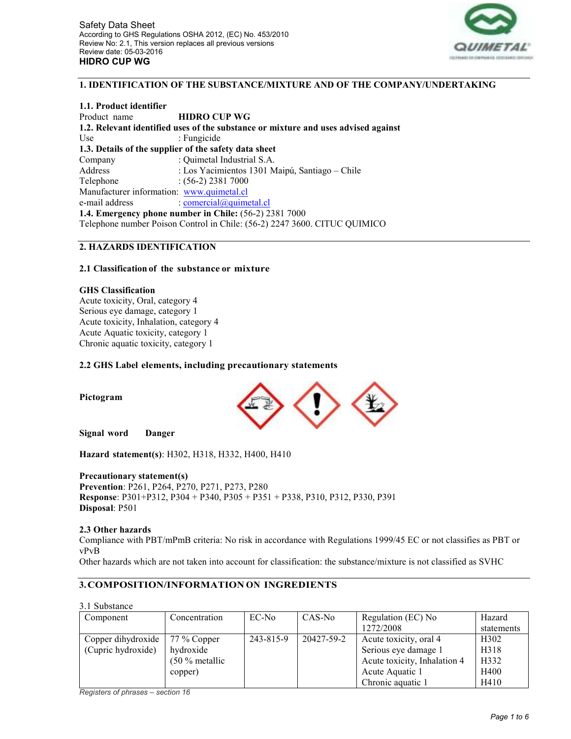Safety Data Sheet
According to GHS Regulations OSHA 2012, (EC) No. 453/2010
Review No: 2.1, This version replaces all previous versions
Review date: 05-03-2016
**HIDRO CUP WG**

## 1. IDENTIFICATION OF THE SUBSTANCE/MIXTURE AND OF THE COMPANY/UNDERTAKING

**1.1. Product identifier**
Product name **HIDRO CUP WG**
**1.2. Relevant identified uses of the substance or mixture and uses advised against**
Use : Fungicide
**1.3. Details of the supplier of the safety data sheet**
Company : Quimetal Industrial S.A.
Address : Los Yacimientos 1301 Maipú, Santiago – Chile
Telephone : (56-2) 2381 7000
Manufacturer information: www.quimetal.cl
e-mail address : comercial@quimetal.cl
**1.4. Emergency phone number in Chile:** (56-2) 2381 7000
Telephone number Poison Control in Chile: (56-2) 2247 3600. CITUC QUIMICO

## 2. HAZARDS IDENTIFICATION

### 2.1 Classification of the substance or mixture

**GHS Classification**
Acute toxicity, Oral, category 4
Serious eye damage, category 1
Acute toxicity, Inhalation, category 4
Acute Aquatic toxicity, category 1
Chronic aquatic toxicity, category 1

### 2.2 GHS Label elements, including precautionary statements

**Pictogram**

**Signal word** **Danger**

**Hazard statement(s)**: H302, H318, H332, H400, H410

**Precautionary statement(s)**
**Prevention**: P261, P264, P270, P271, P273, P280
**Response**: P301+P312, P304 + P340, P305 + P351 + P338, P310, P312, P330, P391
**Disposal**: P501

**2.3 Other hazards**
Compliance with PBT/mPmB criteria: No risk in accordance with Regulations 1999/45 EC or not classifies as PBT or vPvB
Other hazards which are not taken into account for classification: the substance/mixture is not classified as SVHC

## 3. COMPOSITION/INFORMATION ON INGREDIENTS

3.1 Substance

| Component | Concentration | EC-No | CAS-No | Regulation (EC) No 1272/2008 | Hazard statements |
|---|---|---|---|---|---|
| Copper dihydroxide (Cupric hydroxide) | 77 % Copper hydroxide (50 % metallic copper) | 243-815-9 | 20427-59-2 | Acute toxicity, oral 4<br>Serious eye damage 1<br>Acute toxicity, Inhalation 4<br>Acute Aquatic 1<br>Chronic aquatic 1 | H302<br>H318<br>H332<br>H400<br>H410 |

*Registers of phrases – section 16*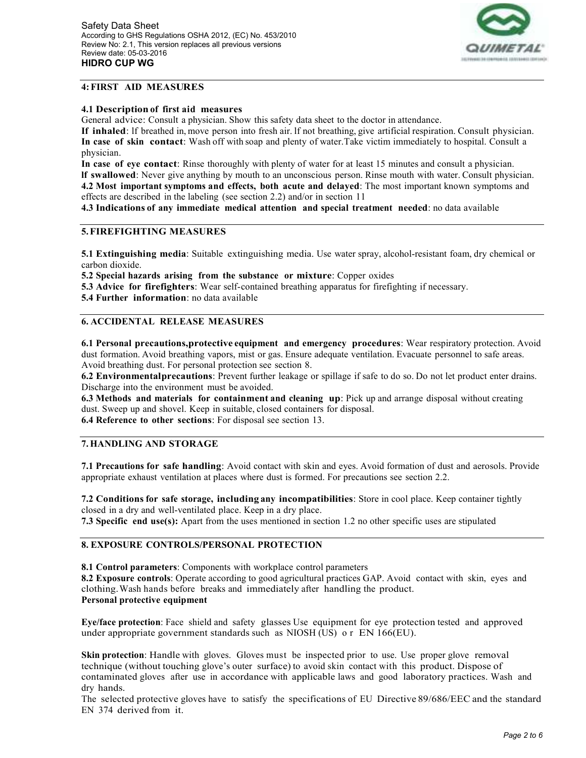## 4: FIRST AID MEASURES

**4.1 Description of first aid measures**

General advice: Consult a physician. Show this safety data sheet to the doctor in attendance.

**If inhaled**: lf breathed in, move person into fresh air. lf not breathing, give artificial respiration. Consult physician.

**In case of skin contact**: Wash off with soap and plenty of water.Take victim immediately to hospital. Consult a physician.

**In case of eye contact**: Rinse thoroughly with plenty of water for at least 15 minutes and consult a physician.

**lf swallowed**: Never give anything by mouth to an unconscious person. Rinse mouth with water. Consult physician.

**4.2 Most important symptoms and effects, both acute and delayed**: The most important known symptoms and effects are described in the labeling (see section 2.2) and/or in section 11

**4.3 Indications of any immediate medical attention and special treatment needed**: no data available

## 5. FIREFIGHTING MEASURES

**5.1 Extinguishing media**: Suitable extinguishing media. Use water spray, alcohol-resistant foam, dry chemical or carbon dioxide.

**5.2 Special hazards arising from the substance or mixture**: Copper oxides

**5.3 Advice for firefighters**: Wear self-contained breathing apparatus for firefighting if necessary.

**5.4 Further information**: no data available

## 6. ACCIDENTAL RELEASE MEASURES

**6.1 Personal precautions,protective equipment and emergency procedures**: Wear respiratory protection. Avoid dust formation. Avoid breathing vapors, mist or gas. Ensure adequate ventilation. Evacuate personnel to safe areas. Avoid breathing dust. For personal protection see section 8.

**6.2 Environmentalprecautions**: Prevent further leakage or spillage if safe to do so. Do not let product enter drains. Discharge into the environment must be avoided.

**6.3 Methods and materials for containment and cleaning up**: Pick up and arrange disposal without creating dust. Sweep up and shovel. Keep in suitable, closed containers for disposal.

**6.4 Reference to other sections**: For disposal see section 13.

## 7. HANDLING AND STORAGE

**7.1 Precautions for safe handling**: Avoid contact with skin and eyes. Avoid formation of dust and aerosols. Provide appropriate exhaust ventilation at places where dust is formed. For precautions see section 2.2.

**7.2 Conditions for safe storage, including any incompatibilities**: Store in cool place. Keep container tightly closed in a dry and well-ventilated place. Keep in a dry place.

**7.3 Specific end use(s):** Apart from the uses mentioned in section 1.2 no other specific uses are stipulated

## 8. EXPOSURE CONTROLS/PERSONAL PROTECTION

**8.1 Control parameters**: Components with workplace control parameters

**8.2 Exposure controls**: Operate according to good agricultural practices GAP. Avoid contact with skin, eyes and clothing. Wash hands before breaks and immediately after handling the product.

**Personal protective equipment**

**Eye/face protection**: Face shield and safety glasses Use equipment for eye protection tested and approved under appropriate government standards such as NIOSH (US) o r EN 166(EU).

**Skin protection**: Handle with gloves. Gloves must be inspected prior to use. Use proper glove removal technique (without touching glove's outer surface) to avoid skin contact with this product. Dispose of contaminated gloves after use in accordance with applicable laws and good laboratory practices. Wash and dry hands.

The selected protective gloves have to satisfy the specifications of EU Directive 89/686/EEC and the standard EN 374 derived from it.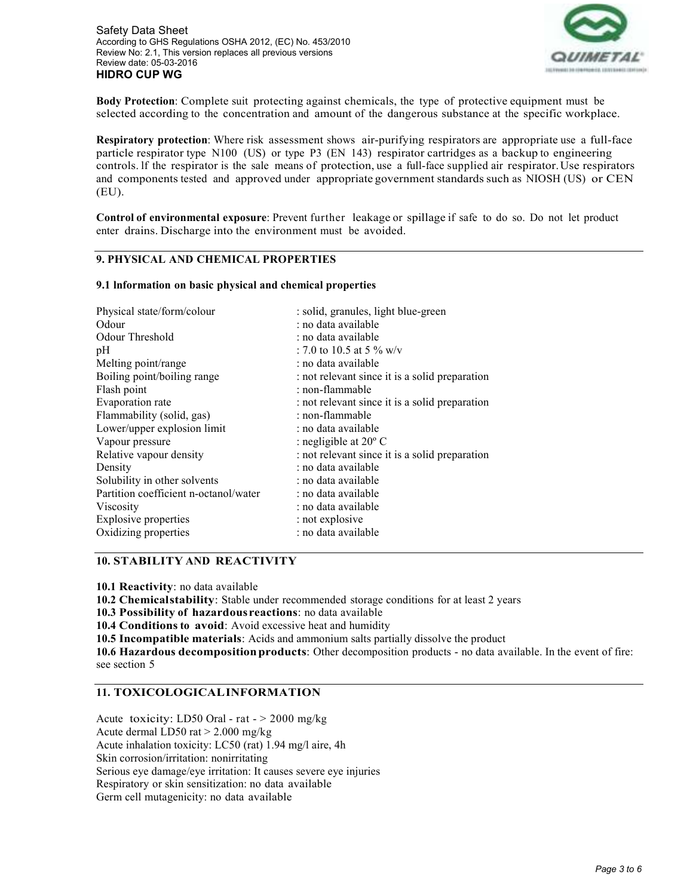**Body Protection**: Complete suit protecting against chemicals, the type of protective equipment must be selected according to the concentration and amount of the dangerous substance at the specific workplace.

**Respiratory protection**: Where risk assessment shows air-purifying respirators are appropriate use a full-face particle respirator type N100 (US) or type P3 (EN 143) respirator cartridges as a backup to engineering controls. lf the respirator is the sale means of protection, use a full-face supplied air respirator. Use respirators and components tested and approved under appropriate government standards such as NIOSH (US) or CEN (EU).

**Control of environmental exposure**: Prevent further leakage or spillage if safe to do so. Do not let product enter drains. Discharge into the environment must be avoided.

## 9. PHYSICAL AND CHEMICAL PROPERTIES

### 9.1 lnformation on basic physical and chemical properties

| | |
|---|---|
| Physical state/form/colour | : solid, granules, light blue-green |
| Odour | : no data available |
| Odour Threshold | : no data available |
| pH | : 7.0 to 10.5 at 5 % w/v |
| Melting point/range | : no data available |
| Boiling point/boiling range | : not relevant since it is a solid preparation |
| Flash point | : non-flammable |
| Evaporation rate | : not relevant since it is a solid preparation |
| Flammability (solid, gas) | : non-flammable |
| Lower/upper explosion limit | : no data available |
| Vapour pressure | : negligible at 20º C |
| Relative vapour density | : not relevant since it is a solid preparation |
| Density | : no data available |
| Solubility in other solvents | : no data available |
| Partition coefficient n-octanol/water | : no data available |
| Viscosity | : no data available |
| Explosive properties | : not explosive |
| Oxidizing properties | : no data available |

## 10. STABILITY AND REACTIVITY

**10.1 Reactivity**: no data available
**10.2 Chemicalstability**: Stable under recommended storage conditions for at least 2 years
**10.3 Possibility of hazardousreactions**: no data available
**10.4 Conditions to avoid**: Avoid excessive heat and humidity
**10.5 Incompatible materials**: Acids and ammonium salts partially dissolve the product
**10.6 Hazardous decomposition products**: Other decomposition products - no data available. In the event of fire: see section 5

## 11. TOXICOLOGICALINFORMATION

Acute toxicity: LD50 Oral - rat - > 2000 mg/kg
Acute dermal LD50 rat > 2.000 mg/kg
Acute inhalation toxicity: LC50 (rat) 1.94 mg/l aire, 4h
Skin corrosion/irritation: nonirritating
Serious eye damage/eye irritation: It causes severe eye injuries
Respiratory or skin sensitization: no data available
Germ cell mutagenicity: no data available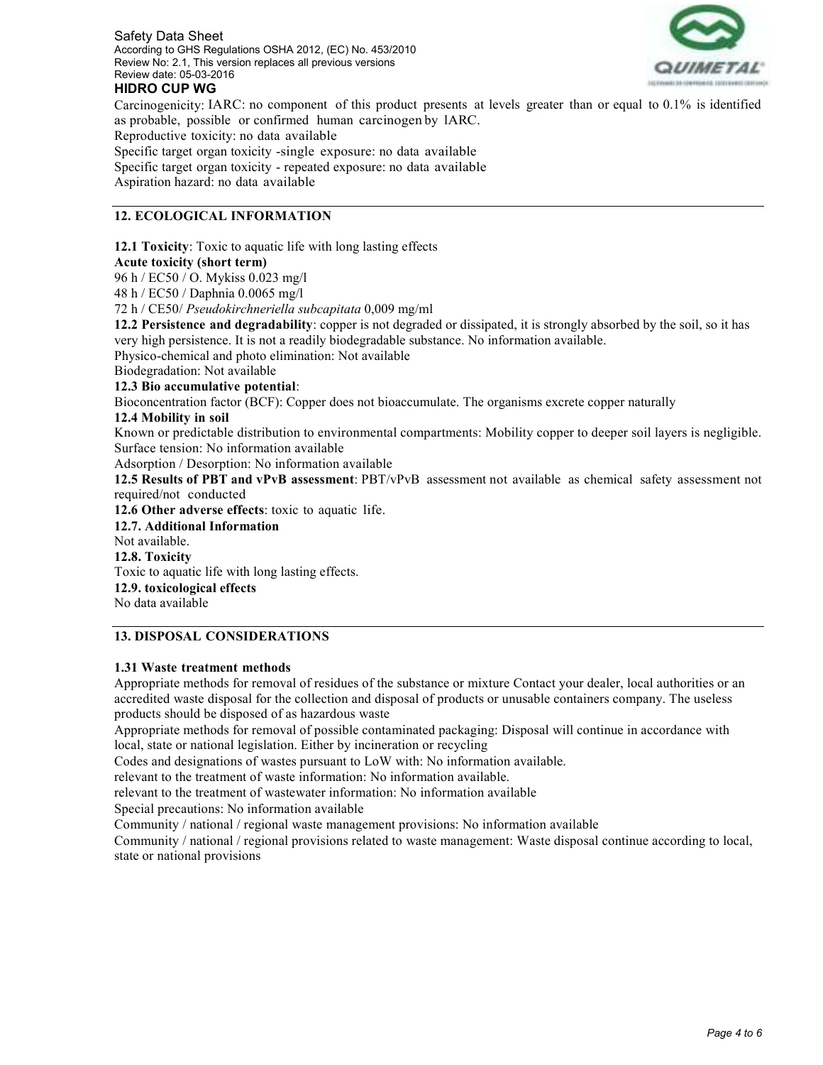Carcinogenicity: IARC: no component of this product presents at levels greater than or equal to 0.1% is identified as probable, possible or confirmed human carcinogen by lARC.
Reproductive toxicity: no data available
Specific target organ toxicity -single exposure: no data available
Specific target organ toxicity - repeated exposure: no data available
Aspiration hazard: no data available

## 12. ECOLOGICAL INFORMATION

**12.1 Toxicity**: Toxic to aquatic life with long lasting effects
**Acute toxicity (short term)**
96 h / EC50 / O. Mykiss 0.023 mg/l
48 h / EC50 / Daphnia 0.0065 mg/l
72 h / CE50/ *Pseudokirchneriella subcapitata* 0,009 mg/ml
**12.2 Persistence and degradability**: copper is not degraded or dissipated, it is strongly absorbed by the soil, so it has very high persistence. It is not a readily biodegradable substance. No information available.
Physico-chemical and photo elimination: Not available
Biodegradation: Not available
**12.3 Bio accumulative potential**:
Bioconcentration factor (BCF): Copper does not bioaccumulate. The organisms excrete copper naturally
**12.4 Mobility in soil**
Known or predictable distribution to environmental compartments: Mobility copper to deeper soil layers is negligible.
Surface tension: No information available
Adsorption / Desorption: No information available
**12.5 Results of PBT and vPvB assessment**: PBT/vPvB assessment not available as chemical safety assessment not required/not conducted
**12.6 Other adverse effects**: toxic to aquatic life.
**12.7. Additional Information**
Not available.
**12.8. Toxicity**
Toxic to aquatic life with long lasting effects.
**12.9. toxicological effects**
No data available

## 13. DISPOSAL CONSIDERATIONS

**1.31 Waste treatment methods**
Appropriate methods for removal of residues of the substance or mixture Contact your dealer, local authorities or an accredited waste disposal for the collection and disposal of products or unusable containers company. The useless products should be disposed of as hazardous waste
Appropriate methods for removal of possible contaminated packaging: Disposal will continue in accordance with local, state or national legislation. Either by incineration or recycling
Codes and designations of wastes pursuant to LoW with: No information available.
relevant to the treatment of waste information: No information available.
relevant to the treatment of wastewater information: No information available
Special precautions: No information available
Community / national / regional waste management provisions: No information available
Community / national / regional provisions related to waste management: Waste disposal continue according to local, state or national provisions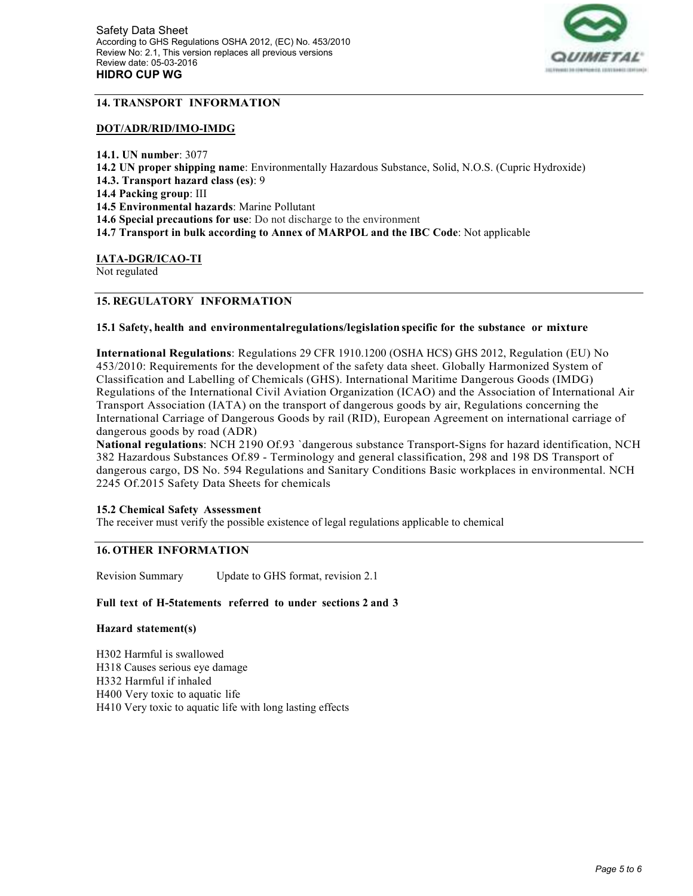## 14. TRANSPORT INFORMATION

**DOT/ADR/RID/IMO-IMDG**

**14.1. UN number**: 3077
**14.2 UN proper shipping name**: Environmentally Hazardous Substance, Solid, N.O.S. (Cupric Hydroxide)
**14.3. Transport hazard class (es)**: 9
**14.4 Packing group**: III
**14.5 Environmental hazards**: Marine Pollutant
**14.6 Special precautions for use**: Do not discharge to the environment
**14.7 Transport in bulk according to Annex of MARPOL and the IBC Code**: Not applicable

**IATA-DGR/ICAO-TI**
Not regulated

## 15. REGULATORY INFORMATION

**15.1 Safety, health and environmentalregulations/legislation specific for the substance or mixture**

**International Regulations**: Regulations 29 CFR 1910.1200 (OSHA HCS) GHS 2012, Regulation (EU) No 453/2010: Requirements for the development of the safety data sheet. Globally Harmonized System of Classification and Labelling of Chemicals (GHS). International Maritime Dangerous Goods (IMDG) Regulations of the International Civil Aviation Organization (ICAO) and the Association of International Air Transport Association (IATA) on the transport of dangerous goods by air, Regulations concerning the International Carriage of Dangerous Goods by rail (RID), European Agreement on international carriage of dangerous goods by road (ADR)
**National regulations**: NCH 2190 Of.93 `dangerous substance Transport-Signs for hazard identification, NCH 382 Hazardous Substances Of.89 - Terminology and general classification, 298 and 198 DS Transport of dangerous cargo, DS No. 594 Regulations and Sanitary Conditions Basic workplaces in environmental. NCH 2245 Of.2015 Safety Data Sheets for chemicals

**15.2 Chemical Safety Assessment**
The receiver must verify the possible existence of legal regulations applicable to chemical

## 16. OTHER INFORMATION

Revision Summary     Update to GHS format, revision 2.1

**Full text of H-5tatements referred to under sections 2 and 3**

**Hazard statement(s)**

H302 Harmful is swallowed
H318 Causes serious eye damage
H332 Harmful if inhaled
H400 Very toxic to aquatic life
H410 Very toxic to aquatic life with long lasting effects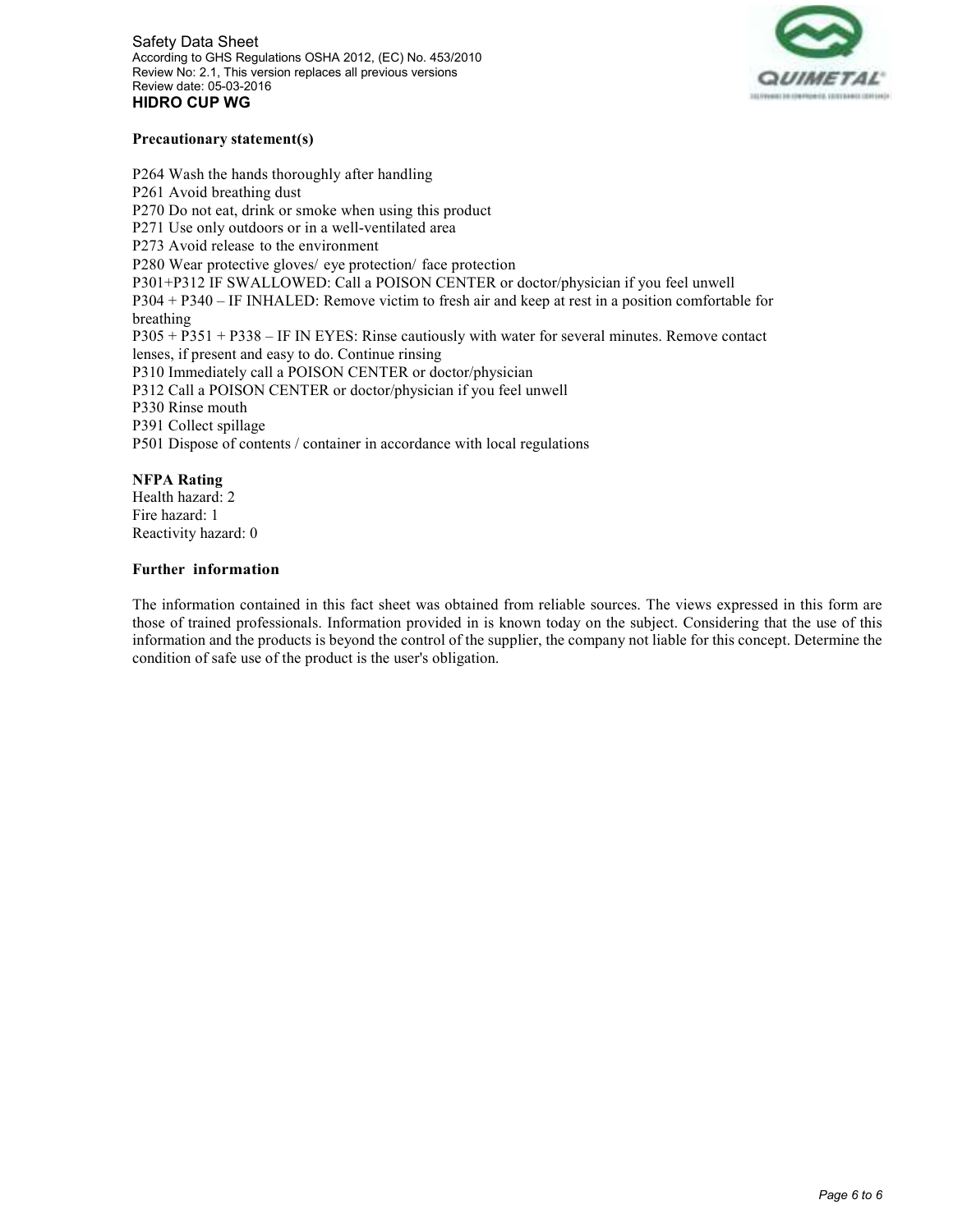**Precautionary statement(s)**

P264 Wash the hands thoroughly after handling
P261 Avoid breathing dust
P270 Do not eat, drink or smoke when using this product
P271 Use only outdoors or in a well-ventilated area
P273 Avoid release to the environment
P280 Wear protective gloves/ eye protection/ face protection
P301+P312 IF SWALLOWED: Call a POISON CENTER or doctor/physician if you feel unwell
P304 + P340 – IF INHALED: Remove victim to fresh air and keep at rest in a position comfortable for breathing
P305 + P351 + P338 – IF IN EYES: Rinse cautiously with water for several minutes. Remove contact lenses, if present and easy to do. Continue rinsing
P310 Immediately call a POISON CENTER or doctor/physician
P312 Call a POISON CENTER or doctor/physician if you feel unwell
P330 Rinse mouth
P391 Collect spillage
P501 Dispose of contents / container in accordance with local regulations

**NFPA Rating**
Health hazard: 2
Fire hazard: 1
Reactivity hazard: 0

**Further information**

The information contained in this fact sheet was obtained from reliable sources. The views expressed in this form are those of trained professionals. Information provided in is known today on the subject. Considering that the use of this information and the products is beyond the control of the supplier, the company not liable for this concept. Determine the condition of safe use of the product is the user's obligation.